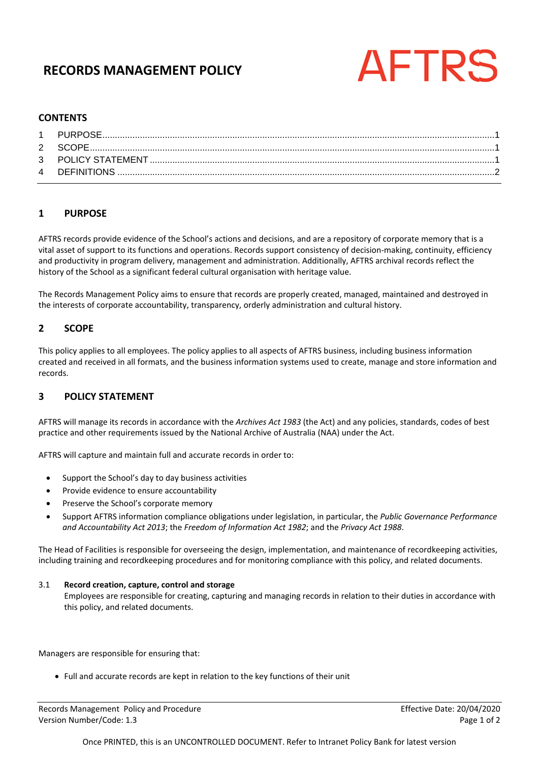# RECORDS MANAGEMENT POLICY

AFTRS

## CONTENTS

1 PURPOSE ....... 1
2 SCOPE ....... 1
3 POLICY STATEMENT ....... 1
4 DEFINITIONS ....... 2

## 1 PURPOSE

AFTRS records provide evidence of the School's actions and decisions, and are a repository of corporate memory that is a vital asset of support to its functions and operations. Records support consistency of decision-making, continuity, efficiency and productivity in program delivery, management and administration. Additionally, AFTRS archival records reflect the history of the School as a significant federal cultural organisation with heritage value.

The Records Management Policy aims to ensure that records are properly created, managed, maintained and destroyed in the interests of corporate accountability, transparency, orderly administration and cultural history.

## 2 SCOPE

This policy applies to all employees. The policy applies to all aspects of AFTRS business, including business information created and received in all formats, and the business information systems used to create, manage and store information and records.

## 3 POLICY STATEMENT

AFTRS will manage its records in accordance with the *Archives Act 1983* (the Act) and any policies, standards, codes of best practice and other requirements issued by the National Archive of Australia (NAA) under the Act.

AFTRS will capture and maintain full and accurate records in order to:

- Support the School's day to day business activities
- Provide evidence to ensure accountability
- Preserve the School's corporate memory
- Support AFTRS information compliance obligations under legislation, in particular, the *Public Governance Performance and Accountability Act 2013*; the *Freedom of Information Act 1982*; and the *Privacy Act 1988*.

The Head of Facilities is responsible for overseeing the design, implementation, and maintenance of recordkeeping activities, including training and recordkeeping procedures and for monitoring compliance with this policy, and related documents.

### 3.1 Record creation, capture, control and storage

Employees are responsible for creating, capturing and managing records in relation to their duties in accordance with this policy, and related documents.

Managers are responsible for ensuring that:

- Full and accurate records are kept in relation to the key functions of their unit

Records Management Policy and Procedure
Version Number/Code: 1.3
Effective Date: 20/04/2020

Once PRINTED, this is an UNCONTROLLED DOCUMENT. Refer to Intranet Policy Bank for latest version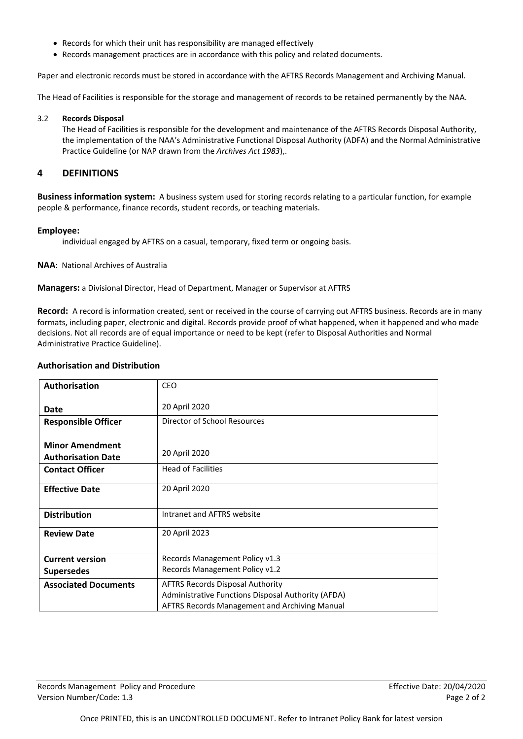- Records for which their unit has responsibility are managed effectively
- Records management practices are in accordance with this policy and related documents.

Paper and electronic records must be stored in accordance with the AFTRS Records Management and Archiving Manual.

The Head of Facilities is responsible for the storage and management of records to be retained permanently by the NAA.

3.2 **Records Disposal**

The Head of Facilities is responsible for the development and maintenance of the AFTRS Records Disposal Authority, the implementation of the NAA's Administrative Functional Disposal Authority (ADFA) and the Normal Administrative Practice Guideline (or NAP drawn from the *Archives Act 1983*),.

## 4 DEFINITIONS

**Business information system:** A business system used for storing records relating to a particular function, for example people & performance, finance records, student records, or teaching materials.

**Employee:**

individual engaged by AFTRS on a casual, temporary, fixed term or ongoing basis.

**NAA**: National Archives of Australia

**Managers:** a Divisional Director, Head of Department, Manager or Supervisor at AFTRS

**Record:** A record is information created, sent or received in the course of carrying out AFTRS business. Records are in many formats, including paper, electronic and digital. Records provide proof of what happened, when it happened and who made decisions. Not all records are of equal importance or need to be kept (refer to Disposal Authorities and Normal Administrative Practice Guideline).

### Authorisation and Distribution

| | |
|---|---|
| **Authorisation**<br><br>**Date** | CEO<br><br>20 April 2020 |
| **Responsible Officer**<br><br>**Minor Amendment Authorisation Date** | Director of School Resources<br><br>20 April 2020 |
| **Contact Officer** | Head of Facilities |
| **Effective Date** | 20 April 2020 |
| **Distribution** | Intranet and AFTRS website |
| **Review Date** | 20 April 2023 |
| **Current version**<br>**Supersedes** | Records Management Policy v1.3<br>Records Management Policy v1.2 |
| **Associated Documents** | AFTRS Records Disposal Authority<br>Administrative Functions Disposal Authority (AFDA)<br>AFTRS Records Management and Archiving Manual |